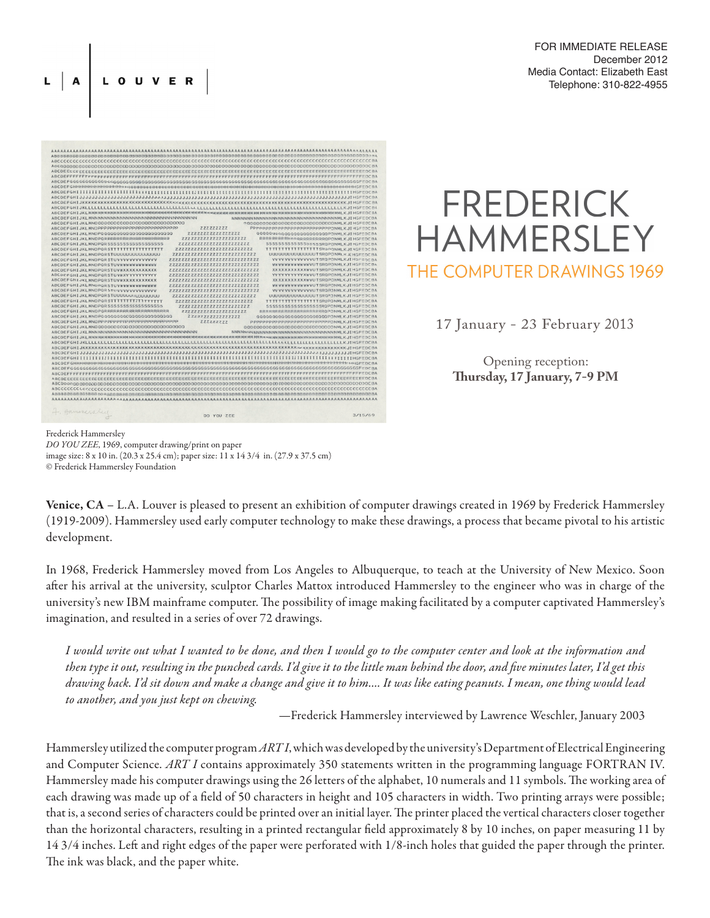L | A | L O U V E R

FOR IMMEDIATE RELEASE
December 2012
Media Contact: Elizabeth East
Telephone: 310-822-4955

# FREDERICK HAMMERSLEY

## THE COMPUTER DRAWINGS 1969

17 January - 23 February 2013

Opening reception:
**Thursday, 17 January, 7-9 PM**

Frederick Hammersley
*DO YOU ZEE*, 1969, computer drawing/print on paper
image size: 8 x 10 in. (20.3 x 25.4 cm); paper size: 11 x 14 3/4 in. (27.9 x 37.5 cm)
© Frederick Hammersley Foundation

**Venice, CA** – L.A. Louver is pleased to present an exhibition of computer drawings created in 1969 by Frederick Hammersley (1919-2009). Hammersley used early computer technology to make these drawings, a process that became pivotal to his artistic development.

In 1968, Frederick Hammersley moved from Los Angeles to Albuquerque, to teach at the University of New Mexico. Soon after his arrival at the university, sculptor Charles Mattox introduced Hammersley to the engineer who was in charge of the university's new IBM mainframe computer. The possibility of image making facilitated by a computer captivated Hammersley's imagination, and resulted in a series of over 72 drawings.

> *I would write out what I wanted to be done, and then I would go to the computer center and look at the information and then type it out, resulting in the punched cards. I'd give it to the little man behind the door, and five minutes later, I'd get this drawing back. I'd sit down and make a change and give it to him.... It was like eating peanuts. I mean, one thing would lead to another, and you just kept on chewing.*
>
> —Frederick Hammersley interviewed by Lawrence Weschler, January 2003

Hammersley utilized the computer program *ART I*, which was developed by the university's Department of Electrical Engineering and Computer Science. *ART I* contains approximately 350 statements written in the programming language FORTRAN IV. Hammersley made his computer drawings using the 26 letters of the alphabet, 10 numerals and 11 symbols. The working area of each drawing was made up of a field of 50 characters in height and 105 characters in width. Two printing arrays were possible; that is, a second series of characters could be printed over an initial layer. The printer placed the vertical characters closer together than the horizontal characters, resulting in a printed rectangular field approximately 8 by 10 inches, on paper measuring 11 by 14 3/4 inches. Left and right edges of the paper were perforated with 1/8-inch holes that guided the paper through the printer. The ink was black, and the paper white.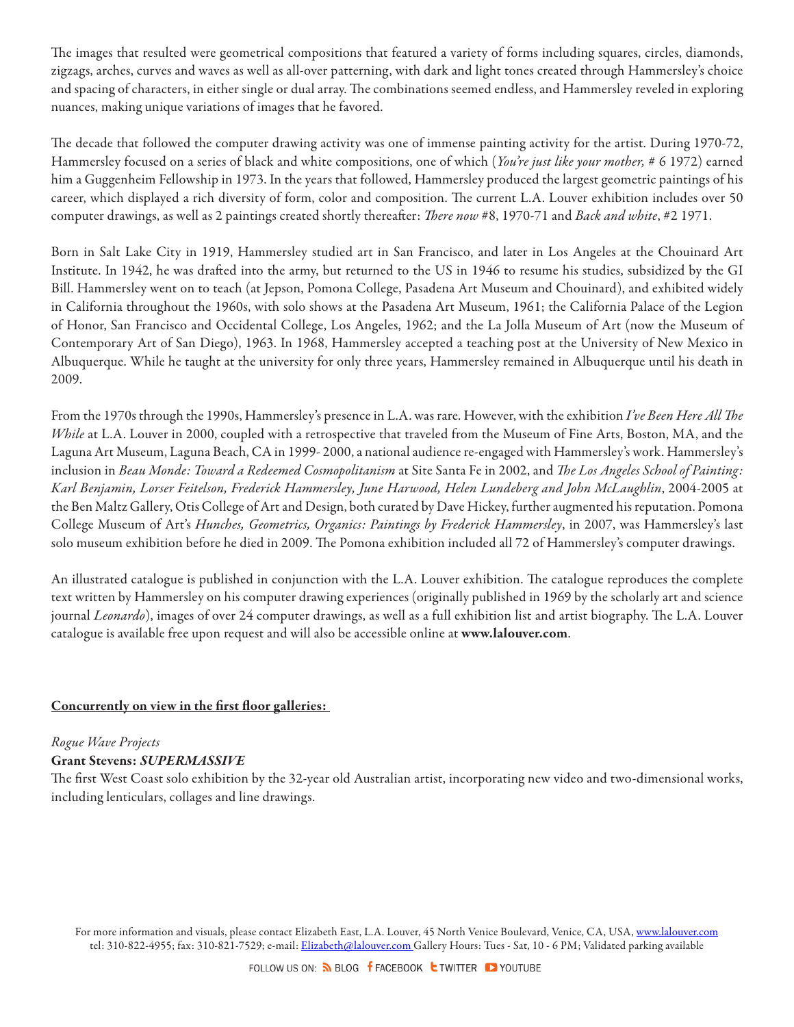The images that resulted were geometrical compositions that featured a variety of forms including squares, circles, diamonds, zigzags, arches, curves and waves as well as all-over patterning, with dark and light tones created through Hammersley's choice and spacing of characters, in either single or dual array. The combinations seemed endless, and Hammersley reveled in exploring nuances, making unique variations of images that he favored.

The decade that followed the computer drawing activity was one of immense painting activity for the artist. During 1970-72, Hammersley focused on a series of black and white compositions, one of which (*You're just like your mother,* # 6 1972) earned him a Guggenheim Fellowship in 1973. In the years that followed, Hammersley produced the largest geometric paintings of his career, which displayed a rich diversity of form, color and composition. The current L.A. Louver exhibition includes over 50 computer drawings, as well as 2 paintings created shortly thereafter: *There now* #8, 1970-71 and *Back and white*, #2 1971.

Born in Salt Lake City in 1919, Hammersley studied art in San Francisco, and later in Los Angeles at the Chouinard Art Institute. In 1942, he was drafted into the army, but returned to the US in 1946 to resume his studies, subsidized by the GI Bill. Hammersley went on to teach (at Jepson, Pomona College, Pasadena Art Museum and Chouinard), and exhibited widely in California throughout the 1960s, with solo shows at the Pasadena Art Museum, 1961; the California Palace of the Legion of Honor, San Francisco and Occidental College, Los Angeles, 1962; and the La Jolla Museum of Art (now the Museum of Contemporary Art of San Diego), 1963. In 1968, Hammersley accepted a teaching post at the University of New Mexico in Albuquerque. While he taught at the university for only three years, Hammersley remained in Albuquerque until his death in 2009.

From the 1970s through the 1990s, Hammersley's presence in L.A. was rare. However, with the exhibition *I've Been Here All The While* at L.A. Louver in 2000, coupled with a retrospective that traveled from the Museum of Fine Arts, Boston, MA, and the Laguna Art Museum, Laguna Beach, CA in 1999- 2000, a national audience re-engaged with Hammersley's work. Hammersley's inclusion in *Beau Monde: Toward a Redeemed Cosmopolitanism* at Site Santa Fe in 2002, and *The Los Angeles School of Painting: Karl Benjamin, Lorser Feitelson, Frederick Hammersley, June Harwood, Helen Lundeberg and John McLaughlin*, 2004-2005 at the Ben Maltz Gallery, Otis College of Art and Design, both curated by Dave Hickey, further augmented his reputation. Pomona College Museum of Art's *Hunches, Geometrics, Organics: Paintings by Frederick Hammersley*, in 2007, was Hammersley's last solo museum exhibition before he died in 2009. The Pomona exhibition included all 72 of Hammersley's computer drawings.

An illustrated catalogue is published in conjunction with the L.A. Louver exhibition. The catalogue reproduces the complete text written by Hammersley on his computer drawing experiences (originally published in 1969 by the scholarly art and science journal *Leonardo*), images of over 24 computer drawings, as well as a full exhibition list and artist biography. The L.A. Louver catalogue is available free upon request and will also be accessible online at **www.lalouver.com**.

**Concurrently on view in the first floor galleries:**

*Rogue Wave Projects*
**Grant Stevens: *SUPERMASSIVE***
The first West Coast solo exhibition by the 32-year old Australian artist, incorporating new video and two-dimensional works, including lenticulars, collages and line drawings.

For more information and visuals, please contact Elizabeth East, L.A. Louver, 45 North Venice Boulevard, Venice, CA, USA, www.lalouver.com
tel: 310-822-4955; fax: 310-821-7529; e-mail: Elizabeth@lalouver.com Gallery Hours: Tues - Sat, 10 - 6 PM; Validated parking available

FOLLOW US ON: BLOG FACEBOOK TWITTER YOUTUBE